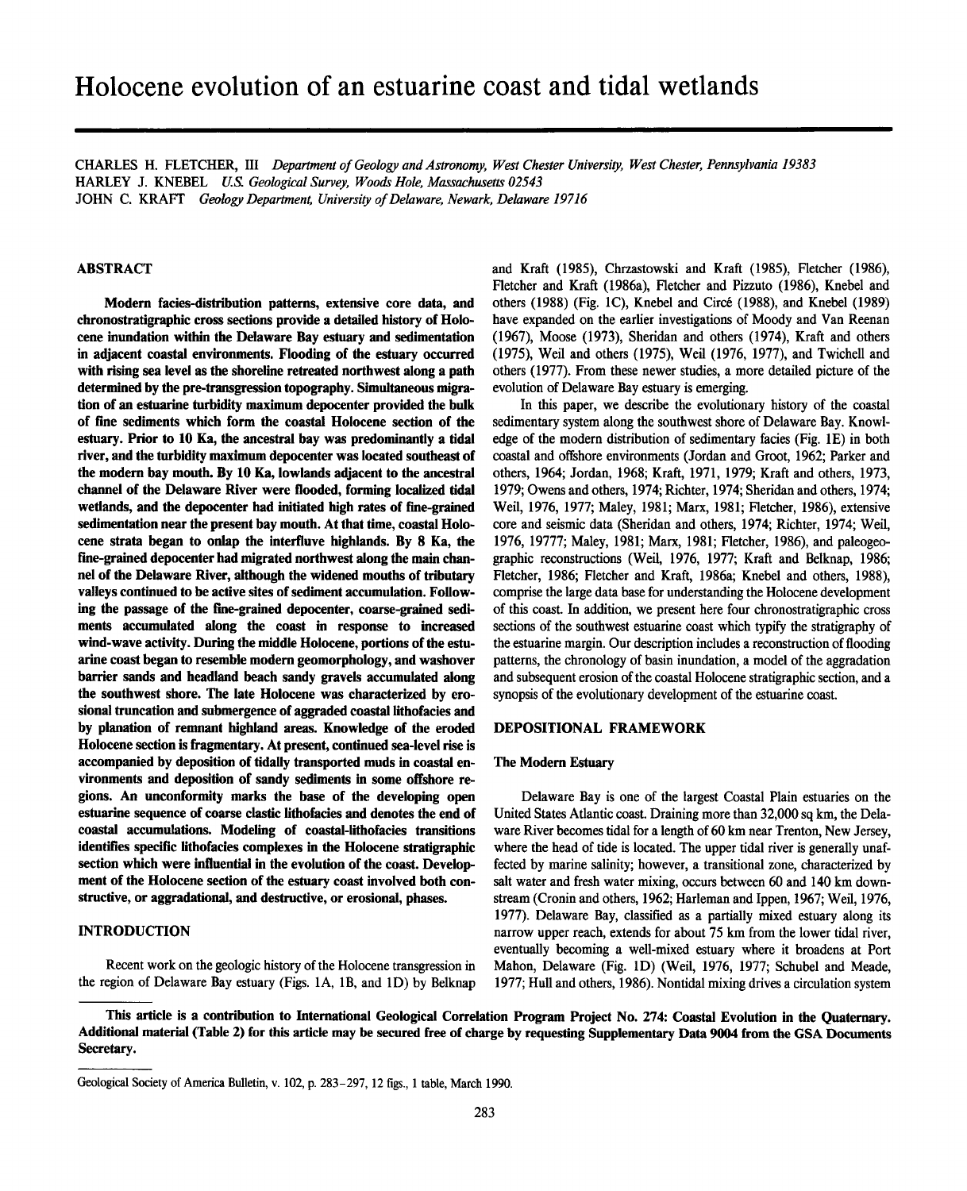# Holocene evolution of an estuarine coast and tidal wetlands

CHARLES H. FLETCHER, III *Department of Geology and Astronomy, West Chester University, West Chester, Pennsylvania 19383*
HARLEY J. KNEBEL *U.S. Geological Survey, Woods Hole, Massachusetts 02543*
JOHN C. KRAFT *Geology Department, University of Delaware, Newark, Delaware 19716*

## ABSTRACT

**Modern facies-distribution patterns, extensive core data, and chronostratigraphic cross sections provide a detailed history of Holocene inundation within the Delaware Bay estuary and sedimentation in adjacent coastal environments. Flooding of the estuary occurred with rising sea level as the shoreline retreated northwest along a path determined by the pre-transgression topography. Simultaneous migration of an estuarine turbidity maximum depocenter provided the bulk of fine sediments which form the coastal Holocene section of the estuary. Prior to 10 Ka, the ancestral bay was predominantly a tidal river, and the turbidity maximum depocenter was located southeast of the modern bay mouth. By 10 Ka, lowlands adjacent to the ancestral channel of the Delaware River were flooded, forming localized tidal wetlands, and the depocenter had initiated high rates of fine-grained sedimentation near the present bay mouth. At that time, coastal Holocene strata began to onlap the interfluve highlands. By 8 Ka, the fine-grained depocenter had migrated northwest along the main channel of the Delaware River, although the widened mouths of tributary valleys continued to be active sites of sediment accumulation. Following the passage of the fine-grained depocenter, coarse-grained sediments accumulated along the coast in response to increased wind-wave activity. During the middle Holocene, portions of the estuarine coast began to resemble modern geomorphology, and washover barrier sands and headland beach sandy gravels accumulated along the southwest shore. The late Holocene was characterized by erosional truncation and submergence of aggraded coastal lithofacies and by planation of remnant highland areas. Knowledge of the eroded Holocene section is fragmentary. At present, continued sea-level rise is accompanied by deposition of tidally transported muds in coastal environments and deposition of sandy sediments in some offshore regions. An unconformity marks the base of the developing open estuarine sequence of coarse clastic lithofacies and denotes the end of coastal accumulations. Modeling of coastal-lithofacies transitions identifies specific lithofacies complexes in the Holocene stratigraphic section which were influential in the evolution of the coast. Development of the Holocene section of the estuary coast involved both constructive, or aggradational, and destructive, or erosional, phases.**

## INTRODUCTION

Recent work on the geologic history of the Holocene transgression in the region of Delaware Bay estuary (Figs. 1A, 1B, and 1D) by Belknap and Kraft (1985), Chrzastowski and Kraft (1985), Fletcher (1986), Fletcher and Kraft (1986a), Fletcher and Pizzuto (1986), Knebel and others (1988) (Fig. 1C), Knebel and Circé (1988), and Knebel (1989) have expanded on the earlier investigations of Moody and Van Reenan (1967), Moose (1973), Sheridan and others (1974), Kraft and others (1975), Weil and others (1975), Weil (1976, 1977), and Twichell and others (1977). From these newer studies, a more detailed picture of the evolution of Delaware Bay estuary is emerging.

In this paper, we describe the evolutionary history of the coastal sedimentary system along the southwest shore of Delaware Bay. Knowledge of the modern distribution of sedimentary facies (Fig. 1E) in both coastal and offshore environments (Jordan and Groot, 1962; Parker and others, 1964; Jordan, 1968; Kraft, 1971, 1979; Kraft and others, 1973, 1979; Owens and others, 1974; Richter, 1974; Sheridan and others, 1974; Weil, 1976, 1977; Maley, 1981; Marx, 1981; Fletcher, 1986), extensive core and seismic data (Sheridan and others, 1974; Richter, 1974; Weil, 1976, 19777; Maley, 1981; Marx, 1981; Fletcher, 1986), and paleogeographic reconstructions (Weil, 1976, 1977; Kraft and Belknap, 1986; Fletcher, 1986; Fletcher and Kraft, 1986a; Knebel and others, 1988), comprise the large data base for understanding the Holocene development of this coast. In addition, we present here four chronostratigraphic cross sections of the southwest estuarine coast which typify the stratigraphy of the estuarine margin. Our description includes a reconstruction of flooding patterns, the chronology of basin inundation, a model of the aggradation and subsequent erosion of the coastal Holocene stratigraphic section, and a synopsis of the evolutionary development of the estuarine coast.

## DEPOSITIONAL FRAMEWORK

### The Modern Estuary

Delaware Bay is one of the largest Coastal Plain estuaries on the United States Atlantic coast. Draining more than 32,000 sq km, the Delaware River becomes tidal for a length of 60 km near Trenton, New Jersey, where the head of tide is located. The upper tidal river is generally unaffected by marine salinity; however, a transitional zone, characterized by salt water and fresh water mixing, occurs between 60 and 140 km downstream (Cronin and others, 1962; Harleman and Ippen, 1967; Weil, 1976, 1977). Delaware Bay, classified as a partially mixed estuary along its narrow upper reach, extends for about 75 km from the lower tidal river, eventually becoming a well-mixed estuary where it broadens at Port Mahon, Delaware (Fig. 1D) (Weil, 1976, 1977; Schubel and Meade, 1977; Hull and others, 1986). Nontidal mixing drives a circulation system

---

**This article is a contribution to International Geological Correlation Program Project No. 274: Coastal Evolution in the Quaternary. Additional material (Table 2) for this article may be secured free of charge by requesting Supplementary Data 9004 from the GSA Documents Secretary.**

Geological Society of America Bulletin, v. 102, p. 283–297, 12 figs., 1 table, March 1990.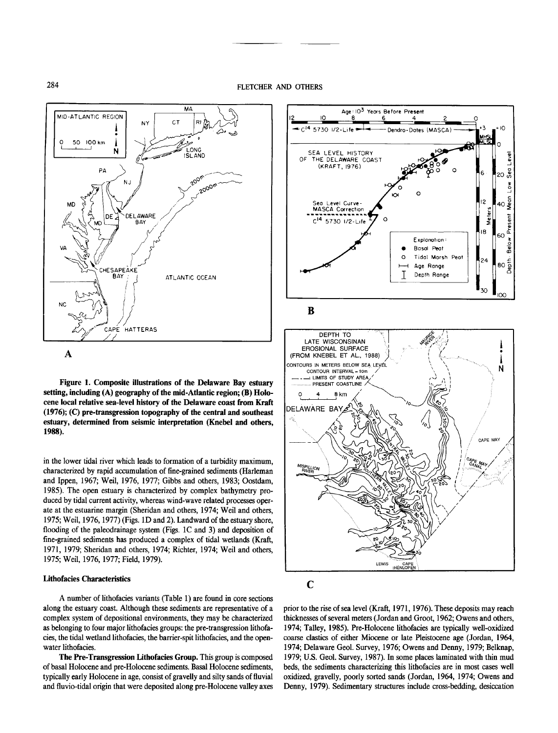**Figure 1. Composite illustrations of the Delaware Bay estuary setting, including (A) geography of the mid-Atlantic region; (B) Holocene local relative sea-level history of the Delaware coast from Kraft (1976); (C) pre-transgression topography of the central and southeast estuary, determined from seismic interpretation (Knebel and others, 1988).**

in the lower tidal river which leads to formation of a turbidity maximum, characterized by rapid accumulation of fine-grained sediments (Harleman and Ippen, 1967; Weil, 1976, 1977; Gibbs and others, 1983; Oostdam, 1985). The open estuary is characterized by complex bathymetry produced by tidal current activity, whereas wind-wave related processes operate at the estuarine margin (Sheridan and others, 1974; Weil and others, 1975; Weil, 1976, 1977) (Figs. 1D and 2). Landward of the estuary shore, flooding of the paleodrainage system (Figs. 1C and 3) and deposition of fine-grained sediments has produced a complex of tidal wetlands (Kraft, 1971, 1979; Sheridan and others, 1974; Richter, 1974; Weil and others, 1975; Weil, 1976, 1977; Field, 1979).

### Lithofacies Characteristics

A number of lithofacies variants (Table 1) are found in core sections along the estuary coast. Although these sediments are representative of a complex system of depositional environments, they may be characterized as belonging to four major lithofacies groups: the pre-transgression lithofacies, the tidal wetland lithofacies, the barrier-spit lithofacies, and the open-water lithofacies.

**The Pre-Transgression Lithofacies Group.** This group is composed of basal Holocene and pre-Holocene sediments. Basal Holocene sediments, typically early Holocene in age, consist of gravelly and silty sands of fluvial and fluvio-tidal origin that were deposited along pre-Holocene valley axes prior to the rise of sea level (Kraft, 1971, 1976). These deposits may reach thicknesses of several meters (Jordan and Groot, 1962; Owens and others, 1974; Talley, 1985). Pre-Holocene lithofacies are typically well-oxidized coarse clastics of either Miocene or late Pleistocene age (Jordan, 1964, 1974; Delaware Geol. Survey, 1976; Owens and Denny, 1979; Belknap, 1979; U.S. Geol. Survey, 1987). In some places laminated with thin mud beds, the sediments characterizing this lithofacies are in most cases well oxidized, gravelly, poorly sorted sands (Jordan, 1964, 1974; Owens and Denny, 1979). Sedimentary structures include cross-bedding, desiccation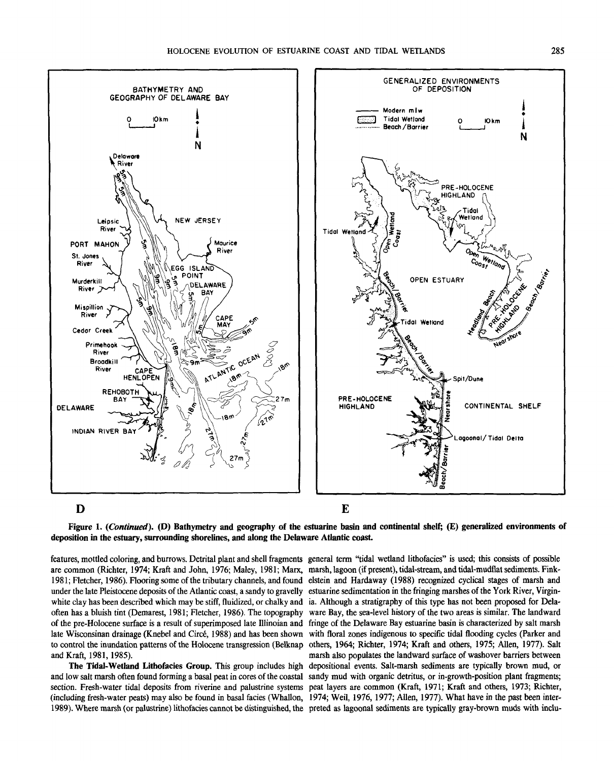D    E

**Figure 1. (*Continued*). (D) Bathymetry and geography of the estuarine basin and continental shelf; (E) generalized environments of deposition in the estuary, surrounding shorelines, and along the Delaware Atlantic coast.**

features, mottled coloring, and burrows. Detrital plant and shell fragments are common (Richter, 1974; Kraft and John, 1976; Maley, 1981; Marx, 1981; Fletcher, 1986). Flooring some of the tributary channels, and found under the late Pleistocene deposits of the Atlantic coast, a sandy to gravelly white clay has been described which may be stiff, fluidized, or chalky and often has a bluish tint (Demarest, 1981; Fletcher, 1986). The topography of the pre-Holocene surface is a result of superimposed late Illinoian and late Wisconsinan drainage (Knebel and Circé, 1988) and has been shown to control the inundation patterns of the Holocene transgression (Belknap and Kraft, 1981, 1985).

**The Tidal-Wetland Lithofacies Group.** This group includes high and low salt marsh often found forming a basal peat in cores of the coastal section. Fresh-water tidal deposits from riverine and palustrine systems (including fresh-water peats) may also be found in basal facies (Whallon, 1989). Where marsh (or palustrine) lithofacies cannot be distinguished, the general term "tidal wetland lithofacies" is used; this consists of possible marsh, lagoon (if present), tidal-stream, and tidal-mudflat sediments. Finkelstein and Hardaway (1988) recognized cyclical stages of marsh and estuarine sedimentation in the fringing marshes of the York River, Virginia. Although a stratigraphy of this type has not been proposed for Delaware Bay, the sea-level history of the two areas is similar. The landward fringe of the Delaware Bay estuarine basin is characterized by salt marsh with floral zones indigenous to specific tidal flooding cycles (Parker and others, 1964; Richter, 1974; Kraft and others, 1975; Allen, 1977). Salt marsh also populates the landward surface of washover barriers between depositional events. Salt-marsh sediments are typically brown mud, or sandy mud with organic detritus, or in-growth-position plant fragments; peat layers are common (Kraft, 1971; Kraft and others, 1973; Richter, 1974; Weil, 1976, 1977; Allen, 1977). What have in the past been interpreted as lagoonal sediments are typically gray-brown muds with inclu-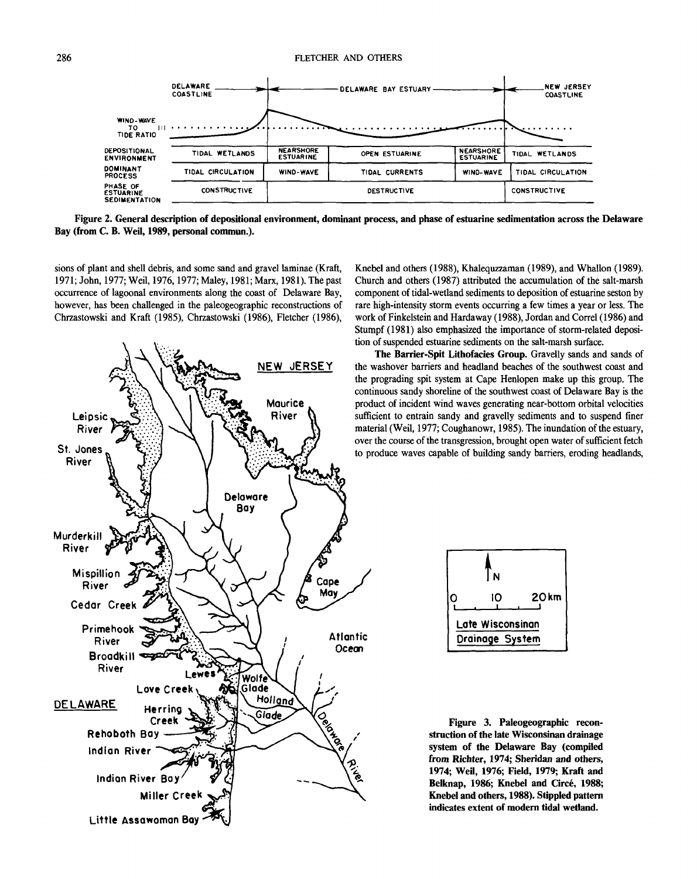Figure 2. General description of depositional environment, dominant process, and phase of estuarine sedimentation across the Delaware Bay (from C. B. Weil, 1989, personal commun.).

sions of plant and shell debris, and some sand and gravel laminae (Kraft, 1971; John, 1977; Weil, 1976, 1977; Maley, 1981; Marx, 1981). The past occurrence of lagoonal environments along the coast of Delaware Bay, however, has been challenged in the paleogeographic reconstructions of Chrzastowski and Kraft (1985), Chrzastowski (1986), Fletcher (1986), Knebel and others (1988), Khalequzzaman (1989), and Whallon (1989). Church and others (1987) attributed the accumulation of the salt-marsh component of tidal-wetland sediments to deposition of estuarine seston by rare high-intensity storm events occurring a few times a year or less. The work of Finkelstein and Hardaway (1988), Jordan and Correl (1986) and Stumpf (1981) also emphasized the importance of storm-related deposition of suspended estuarine sediments on the salt-marsh surface.

**The Barrier-Spit Lithofacies Group.** Gravelly sands and sands of the washover barriers and headland beaches of the southwest coast and the prograding spit system at Cape Henlopen make up this group. The continuous sandy shoreline of the southwest coast of Delaware Bay is the product of incident wind waves generating near-bottom orbital velocities sufficient to entrain sandy and gravelly sediments and to suspend finer material (Weil, 1977; Coughanowr, 1985). The inundation of the estuary, over the course of the transgression, brought open water of sufficient fetch to produce waves capable of building sandy barriers, eroding headlands,

Figure 3. Paleogeographic reconstruction of the late Wisconsinan drainage system of the Delaware Bay (compiled from Richter, 1974; Sheridan and others, 1974; Weil, 1976; Field, 1979; Kraft and Belknap, 1986; Knebel and Circé, 1988; Knebel and others, 1988). Stippled pattern indicates extent of modern tidal wetland.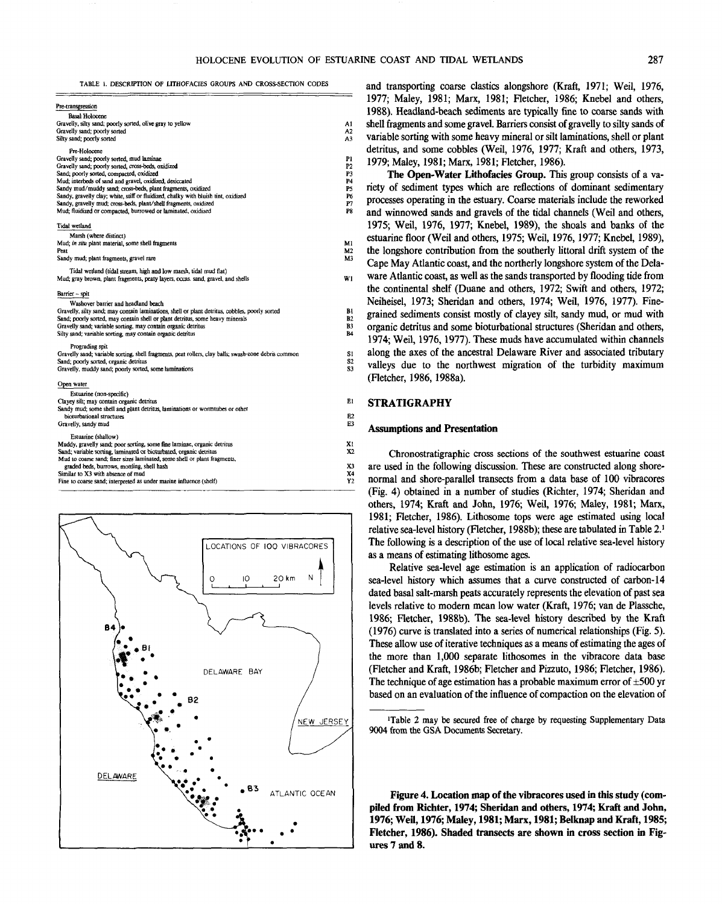TABLE 1. DESCRIPTION OF LITHOFACIES GROUPS AND CROSS-SECTION CODES

| Description | Code |
|---|---|
| **Pre-transgression** | |
| Basal Holocene | |
| Gravelly, silty sand; poorly sorted, olive gray to yellow | A1 |
| Gravelly sand; poorly sorted | A2 |
| Silty sand; poorly sorted | A3 |
| Pre-Holocene | |
| Gravelly sand; poorly sorted, mud laminae | P1 |
| Gravelly sand; poorly sorted, cross-beds, oxidized | P2 |
| Sand; poorly sorted, compacted, oxidized | P3 |
| Mud; interbeds of sand and gravel, oxidized, desiccated | P4 |
| Sandy mud/muddy sand; cross-beds, plant fragments, oxidized | P5 |
| Sandy, gravelly clay; white, stiff or fluidized, chalky with bluish tint, oxidized | P6 |
| Sandy, gravelly mud; cross-beds, plant/shell fragments, oxidized | P7 |
| Mud; fluidized or compacted, burrowed or laminated, oxidized | P8 |
| **Tidal wetland** | |
| Marsh (where distinct) | |
| Mud; *in situ* plant material, some shell fragments | M1 |
| Peat | M2 |
| Sandy mud; plant fragments, gravel rare | M3 |
| Tidal wetland (tidal stream, high and low marsh, tidal mud flat) | |
| Mud; gray brown, plant fragments, peaty layers, occas. sand, gravel, and shells | W1 |
| **Barrier – spit** | |
| Washover barrier and headland beach | |
| Gravelly, silty sand; may contain laminations, shell or plant detritus, cobbles, poorly sorted | B1 |
| Sand; poorly sorted, may contain shell or plant detritus, some heavy minerals | B2 |
| Gravelly sand; variable sorting, may contain organic detritus | B3 |
| Silty sand; variable sorting, may contain organic detritus | B4 |
| Prograding spit | |
| Gravelly sand; variable sorting, shell fragments, peat rollers, clay balls; swash-zone debris common | S1 |
| Sand; poorly sorted, organic detritus | S2 |
| Gravelly, muddy sand; poorly sorted, some laminations | S3 |
| **Open water** | |
| Estuarine (non-specific) | |
| Clayey silt; may contain organic detritus | E1 |
| Sandy mud; some shell and plant detritus, laminations or wormtubes or other bioturbational structures | E2 |
| Gravelly, sandy mud | E3 |
| Estuarine (shallow) | |
| Muddy, gravelly sand; poor sorting, some fine laminae, organic detritus | X1 |
| Sand; variable sorting, laminated or bioturbated, organic detritus | X2 |
| Mud to coarse sand; finer sizes laminated, some shell or plant fragments, graded beds, burrows, mottling, shell hash | X3 |
| Similar to X3 with absence of mud | X4 |
| Fine to coarse sand; interpreted as under marine influence (shelf) | Y2 |

Figure 4. Location map of the vibracores used in this study (compiled from Richter, 1974; Sheridan and others, 1974; Kraft and John, 1976; Weil, 1976; Maley, 1981; Marx, 1981; Belknap and Kraft, 1985; Fletcher, 1986). Shaded transects are shown in cross section in Figures 7 and 8.

and transporting coarse clastics alongshore (Kraft, 1971; Weil, 1976, 1977; Maley, 1981; Marx, 1981; Fletcher, 1986; Knebel and others, 1988). Headland-beach sediments are typically fine to coarse sands with shell fragments and some gravel. Barriers consist of gravelly to silty sands of variable sorting with some heavy mineral or silt laminations, shell or plant detritus, and some cobbles (Weil, 1976, 1977; Kraft and others, 1973, 1979; Maley, 1981; Marx, 1981; Fletcher, 1986).

**The Open-Water Lithofacies Group.** This group consists of a variety of sediment types which are reflections of dominant sedimentary processes operating in the estuary. Coarse materials include the reworked and winnowed sands and gravels of the tidal channels (Weil and others, 1975; Weil, 1976, 1977; Knebel, 1989), the shoals and banks of the estuarine floor (Weil and others, 1975; Weil, 1976, 1977; Knebel, 1989), the longshore contribution from the southerly littoral drift system of the Cape May Atlantic coast, and the northerly longshore system of the Delaware Atlantic coast, as well as the sands transported by flooding tide from the continental shelf (Duane and others, 1972; Swift and others, 1972; Neiheisel, 1973; Sheridan and others, 1974; Weil, 1976, 1977). Fine-grained sediments consist mostly of clayey silt, sandy mud, or mud with organic detritus and some bioturbational structures (Sheridan and others, 1974; Weil, 1976, 1977). These muds have accumulated within channels along the axes of the ancestral Delaware River and associated tributary valleys due to the northwest migration of the turbidity maximum (Fletcher, 1986, 1988a).

## STRATIGRAPHY

### Assumptions and Presentation

Chronostratigraphic cross sections of the southwest estuarine coast are used in the following discussion. These are constructed along shore-normal and shore-parallel transects from a data base of 100 vibracores (Fig. 4) obtained in a number of studies (Richter, 1974; Sheridan and others, 1974; Kraft and John, 1976; Weil, 1976; Maley, 1981; Marx, 1981; Fletcher, 1986). Lithosome tops were age estimated using local relative sea-level history (Fletcher, 1988b); these are tabulated in Table 2.[1] The following is a description of the use of local relative sea-level history as a means of estimating lithosome ages.

Relative sea-level age estimation is an application of radiocarbon sea-level history which assumes that a curve constructed of carbon-14 dated basal salt-marsh peats accurately represents the elevation of past sea levels relative to modern mean low water (Kraft, 1976; van de Plassche, 1986; Fletcher, 1988b). The sea-level history described by the Kraft (1976) curve is translated into a series of numerical relationships (Fig. 5). These allow use of iterative techniques as a means of estimating the ages of the more than 1,000 separate lithosomes in the vibracore data base (Fletcher and Kraft, 1986b; Fletcher and Pizzuto, 1986; Fletcher, 1986). The technique of age estimation has a probable maximum error of ±500 yr based on an evaluation of the influence of compaction on the elevation of

[1]Table 2 may be secured free of charge by requesting Supplementary Data 9004 from the GSA Documents Secretary.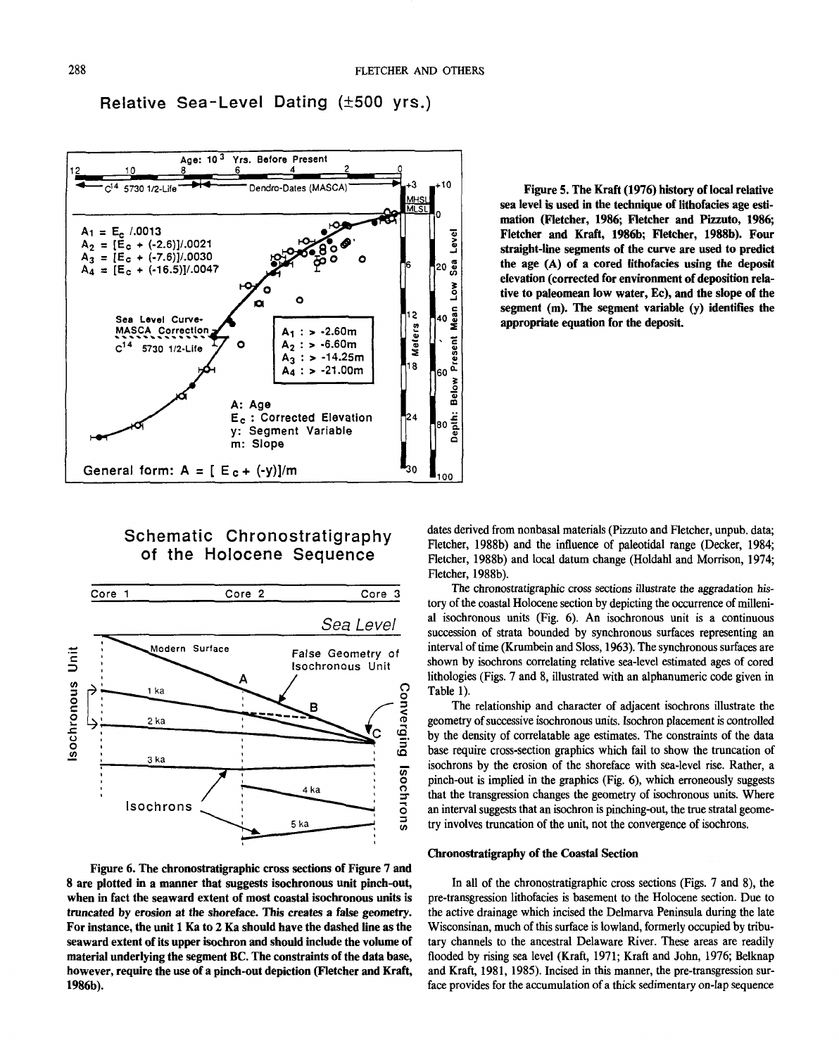**Figure 5. The Kraft (1976) history of local relative sea level is used in the technique of lithofacies age estimation (Fletcher, 1986; Fletcher and Pizzuto, 1986; Fletcher and Kraft, 1986b; Fletcher, 1988b). Four straight-line segments of the curve are used to predict the age (A) of a cored lithofacies using the deposit elevation (corrected for environment of deposition relative to paleomean low water, Ec), and the slope of the segment (m). The segment variable (y) identifies the appropriate equation for the deposit.**

**Figure 6. The chronostratigraphic cross sections of Figure 7 and 8 are plotted in a manner that suggests isochronous unit pinch-out, when in fact the seaward extent of most coastal isochronous units is truncated by erosion at the shoreface. This creates a false geometry. For instance, the unit 1 Ka to 2 Ka should have the dashed line as the seaward extent of its upper isochron and should include the volume of material underlying the segment BC. The constraints of the data base, however, require the use of a pinch-out depiction (Fletcher and Kraft, 1986b).**

dates derived from nonbasal materials (Pizzuto and Fletcher, unpub. data; Fletcher, 1988b) and the influence of paleotidal range (Decker, 1984; Fletcher, 1988b) and local datum change (Holdahl and Morrison, 1974; Fletcher, 1988b).

The chronostratigraphic cross sections illustrate the aggradation history of the coastal Holocene section by depicting the occurrence of millenial isochronous units (Fig. 6). An isochronous unit is a continuous succession of strata bounded by synchronous surfaces representing an interval of time (Krumbein and Sloss, 1963). The synchronous surfaces are shown by isochrons correlating relative sea-level estimated ages of cored lithologies (Figs. 7 and 8, illustrated with an alphanumeric code given in Table 1).

The relationship and character of adjacent isochrons illustrate the geometry of successive isochronous units. Isochron placement is controlled by the density of correlatable age estimates. The constraints of the data base require cross-section graphics which fail to show the truncation of isochrons by the erosion of the shoreface with sea-level rise. Rather, a pinch-out is implied in the graphics (Fig. 6), which erroneously suggests that the transgression changes the geometry of isochronous units. Where an interval suggests that an isochron is pinching-out, the true stratal geometry involves truncation of the unit, not the convergence of isochrons.

### Chronostratigraphy of the Coastal Section

In all of the chronostratigraphic cross sections (Figs. 7 and 8), the pre-transgression lithofacies is basement to the Holocene section. Due to the active drainage which incised the Delmarva Peninsula during the late Wisconsinan, much of this surface is lowland, formerly occupied by tributary channels to the ancestral Delaware River. These areas are readily flooded by rising sea level (Kraft, 1971; Kraft and John, 1976; Belknap and Kraft, 1981, 1985). Incised in this manner, the pre-transgression surface provides for the accumulation of a thick sedimentary on-lap sequence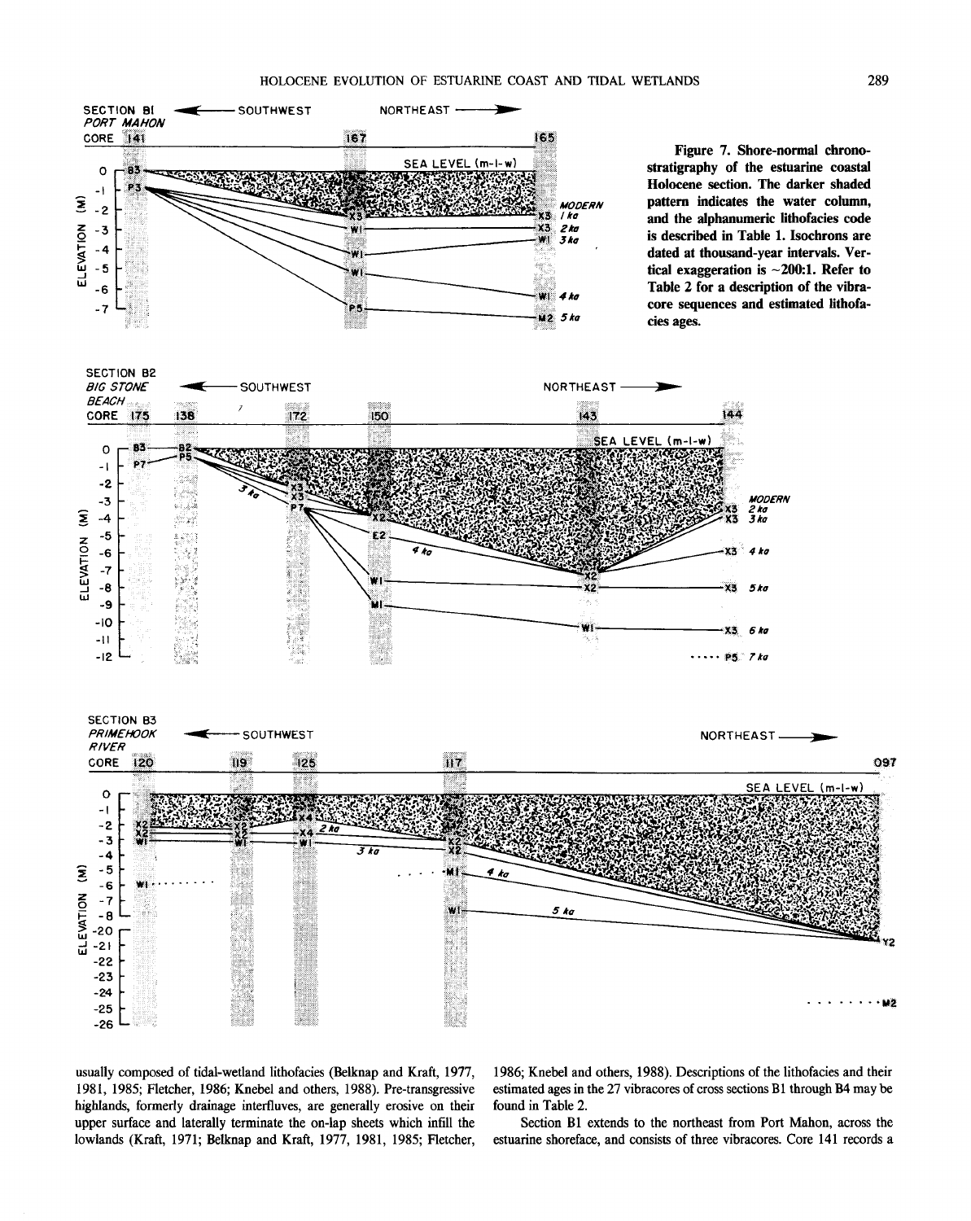Figure 7. Shore-normal chronostratigraphy of the estuarine coastal Holocene section. The darker shaded pattern indicates the water column, and the alphanumeric lithofacies code is described in Table 1. Isochrons are dated at thousand-year intervals. Vertical exaggeration is ~200:1. Refer to Table 2 for a description of the vibracore sequences and estimated lithofacies ages.

usually composed of tidal-wetland lithofacies (Belknap and Kraft, 1977, 1981, 1985; Fletcher, 1986; Knebel and others, 1988). Pre-transgressive highlands, formerly drainage interfluves, are generally erosive on their upper surface and laterally terminate the on-lap sheets which infill the lowlands (Kraft, 1971; Belknap and Kraft, 1977, 1981, 1985; Fletcher, 1986; Knebel and others, 1988). Descriptions of the lithofacies and their estimated ages in the 27 vibracores of cross sections B1 through B4 may be found in Table 2.

Section B1 extends to the northeast from Port Mahon, across the estuarine shoreface, and consists of three vibracores. Core 141 records a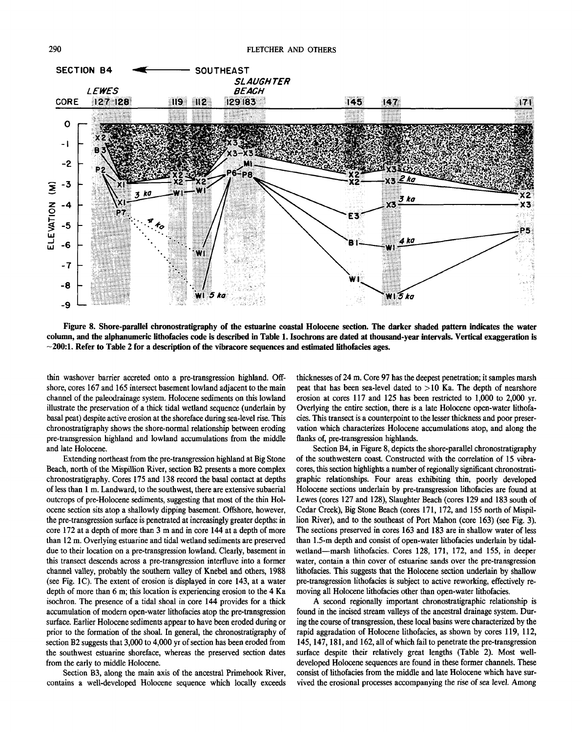Figure 8. Shore-parallel chronostratigraphy of the estuarine coastal Holocene section. The darker shaded pattern indicates the water column, and the alphanumeric lithofacies code is described in Table 1. Isochrons are dated at thousand-year intervals. Vertical exaggeration is ~200:1. Refer to Table 2 for a description of the vibracore sequences and estimated lithofacies ages.

thin washover barrier accreted onto a pre-transgression highland. Offshore, cores 167 and 165 intersect basement lowland adjacent to the main channel of the paleodrainage system. Holocene sediments on this lowland illustrate the preservation of a thick tidal wetland sequence (underlain by basal peat) despite active erosion at the shoreface during sea-level rise. This chronostratigraphy shows the shore-normal relationship between eroding pre-transgression highland and lowland accumulations from the middle and late Holocene.

Extending northeast from the pre-transgression highland at Big Stone Beach, north of the Mispillion River, section B2 presents a more complex chronostratigraphy. Cores 175 and 138 record the basal contact at depths of less than 1 m. Landward, to the southwest, there are extensive subaerial outcrops of pre-Holocene sediments, suggesting that most of the thin Holocene section sits atop a shallowly dipping basement. Offshore, however, the pre-transgression surface is penetrated at increasingly greater depths: in core 172 at a depth of more than 3 m and in core 144 at a depth of more than 12 m. Overlying estuarine and tidal wetland sediments are preserved due to their location on a pre-transgression lowland. Clearly, basement in this transect descends across a pre-transgression interfluve into a former channel valley, probably the southern valley of Knebel and others, 1988 (see Fig. 1C). The extent of erosion is displayed in core 143, at a water depth of more than 6 m; this location is experiencing erosion to the 4 Ka isochron. The presence of a tidal shoal in core 144 provides for a thick accumulation of modern open-water lithofacies atop the pre-transgression surface. Earlier Holocene sediments appear to have been eroded during or prior to the formation of the shoal. In general, the chronostratigraphy of section B2 suggests that 3,000 to 4,000 yr of section has been eroded from the southwest estuarine shoreface, whereas the preserved section dates from the early to middle Holocene.

Section B3, along the main axis of the ancestral Primehook River, contains a well-developed Holocene sequence which locally exceeds thicknesses of 24 m. Core 97 has the deepest penetration; it samples marsh peat that has been sea-level dated to >10 Ka. The depth of nearshore erosion at cores 117 and 125 has been restricted to 1,000 to 2,000 yr. Overlying the entire section, there is a late Holocene open-water lithofacies. This transect is a counterpoint to the lesser thickness and poor preservation which characterizes Holocene accumulations atop, and along the flanks of, pre-transgression highlands.

Section B4, in Figure 8, depicts the shore-parallel chronostratigraphy of the southwestern coast. Constructed with the correlation of 15 vibracores, this section highlights a number of regionally significant chronostratigraphic relationships. Four areas exhibiting thin, poorly developed Holocene sections underlain by pre-transgression lithofacies are found at Lewes (cores 127 and 128), Slaughter Beach (cores 129 and 183 south of Cedar Creek), Big Stone Beach (cores 171, 172, and 155 north of Mispillion River), and to the southeast of Port Mahon (core 163) (see Fig. 3). The sections preserved in cores 163 and 183 are in shallow water of less than 1.5-m depth and consist of open-water lithofacies underlain by tidal-wetland—marsh lithofacies. Cores 128, 171, 172, and 155, in deeper water, contain a thin cover of estuarine sands over the pre-transgression lithofacies. This suggests that the Holocene section underlain by shallow pre-transgression lithofacies is subject to active reworking, effectively removing all Holocene lithofacies other than open-water lithofacies.

A second regionally important chronostratigraphic relationship is found in the incised stream valleys of the ancestral drainage system. During the course of transgression, these local basins were characterized by the rapid aggradation of Holocene lithofacies, as shown by cores 119, 112, 145, 147, 181, and 162, all of which fail to penetrate the pre-transgression surface despite their relatively great lengths (Table 2). Most well-developed Holocene sequences are found in these former channels. These consist of lithofacies from the middle and late Holocene which have survived the erosional processes accompanying the rise of sea level. Among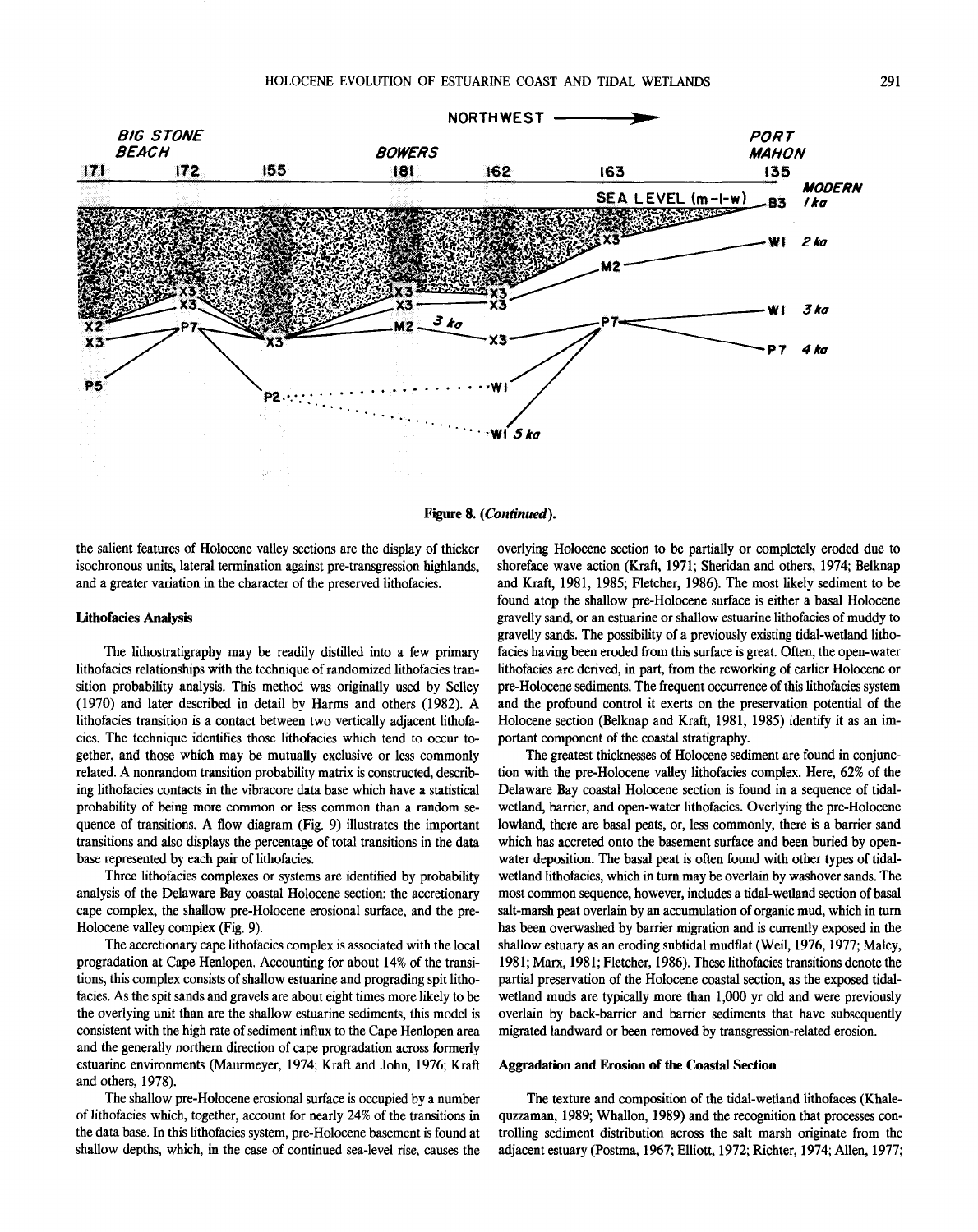Figure 8. (*Continued*).

the salient features of Holocene valley sections are the display of thicker isochronous units, lateral termination against pre-transgression highlands, and a greater variation in the character of the preserved lithofacies.

### Lithofacies Analysis

The lithostratigraphy may be readily distilled into a few primary lithofacies relationships with the technique of randomized lithofacies transition probability analysis. This method was originally used by Selley (1970) and later described in detail by Harms and others (1982). A lithofacies transition is a contact between two vertically adjacent lithofacies. The technique identifies those lithofacies which tend to occur together, and those which may be mutually exclusive or less commonly related. A nonrandom transition probability matrix is constructed, describing lithofacies contacts in the vibracore data base which have a statistical probability of being more common or less common than a random sequence of transitions. A flow diagram (Fig. 9) illustrates the important transitions and also displays the percentage of total transitions in the data base represented by each pair of lithofacies.

Three lithofacies complexes or systems are identified by probability analysis of the Delaware Bay coastal Holocene section: the accretionary cape complex, the shallow pre-Holocene erosional surface, and the pre-Holocene valley complex (Fig. 9).

The accretionary cape lithofacies complex is associated with the local progradation at Cape Henlopen. Accounting for about 14% of the transitions, this complex consists of shallow estuarine and prograding spit lithofacies. As the spit sands and gravels are about eight times more likely to be the overlying unit than are the shallow estuarine sediments, this model is consistent with the high rate of sediment influx to the Cape Henlopen area and the generally northern direction of cape progradation across formerly estuarine environments (Maurmeyer, 1974; Kraft and John, 1976; Kraft and others, 1978).

The shallow pre-Holocene erosional surface is occupied by a number of lithofacies which, together, account for nearly 24% of the transitions in the data base. In this lithofacies system, pre-Holocene basement is found at shallow depths, which, in the case of continued sea-level rise, causes the overlying Holocene section to be partially or completely eroded due to shoreface wave action (Kraft, 1971; Sheridan and others, 1974; Belknap and Kraft, 1981, 1985; Fletcher, 1986). The most likely sediment to be found atop the shallow pre-Holocene surface is either a basal Holocene gravelly sand, or an estuarine or shallow estuarine lithofacies of muddy to gravelly sands. The possibility of a previously existing tidal-wetland lithofacies having been eroded from this surface is great. Often, the open-water lithofacies are derived, in part, from the reworking of earlier Holocene or pre-Holocene sediments. The frequent occurrence of this lithofacies system and the profound control it exerts on the preservation potential of the Holocene section (Belknap and Kraft, 1981, 1985) identify it as an important component of the coastal stratigraphy.

The greatest thicknesses of Holocene sediment are found in conjunction with the pre-Holocene valley lithofacies complex. Here, 62% of the Delaware Bay coastal Holocene section is found in a sequence of tidal-wetland, barrier, and open-water lithofacies. Overlying the pre-Holocene lowland, there are basal peats, or, less commonly, there is a barrier sand which has accreted onto the basement surface and been buried by open-water deposition. The basal peat is often found with other types of tidal-wetland lithofacies, which in turn may be overlain by washover sands. The most common sequence, however, includes a tidal-wetland section of basal salt-marsh peat overlain by an accumulation of organic mud, which in turn has been overwashed by barrier migration and is currently exposed in the shallow estuary as an eroding subtidal mudflat (Weil, 1976, 1977; Maley, 1981; Marx, 1981; Fletcher, 1986). These lithofacies transitions denote the partial preservation of the Holocene coastal section, as the exposed tidal-wetland muds are typically more than 1,000 yr old and were previously overlain by back-barrier and barrier sediments that have subsequently migrated landward or been removed by transgression-related erosion.

### Aggradation and Erosion of the Coastal Section

The texture and composition of the tidal-wetland lithofaces (Khalequzzaman, 1989; Whallon, 1989) and the recognition that processes controlling sediment distribution across the salt marsh originate from the adjacent estuary (Postma, 1967; Elliott, 1972; Richter, 1974; Allen, 1977;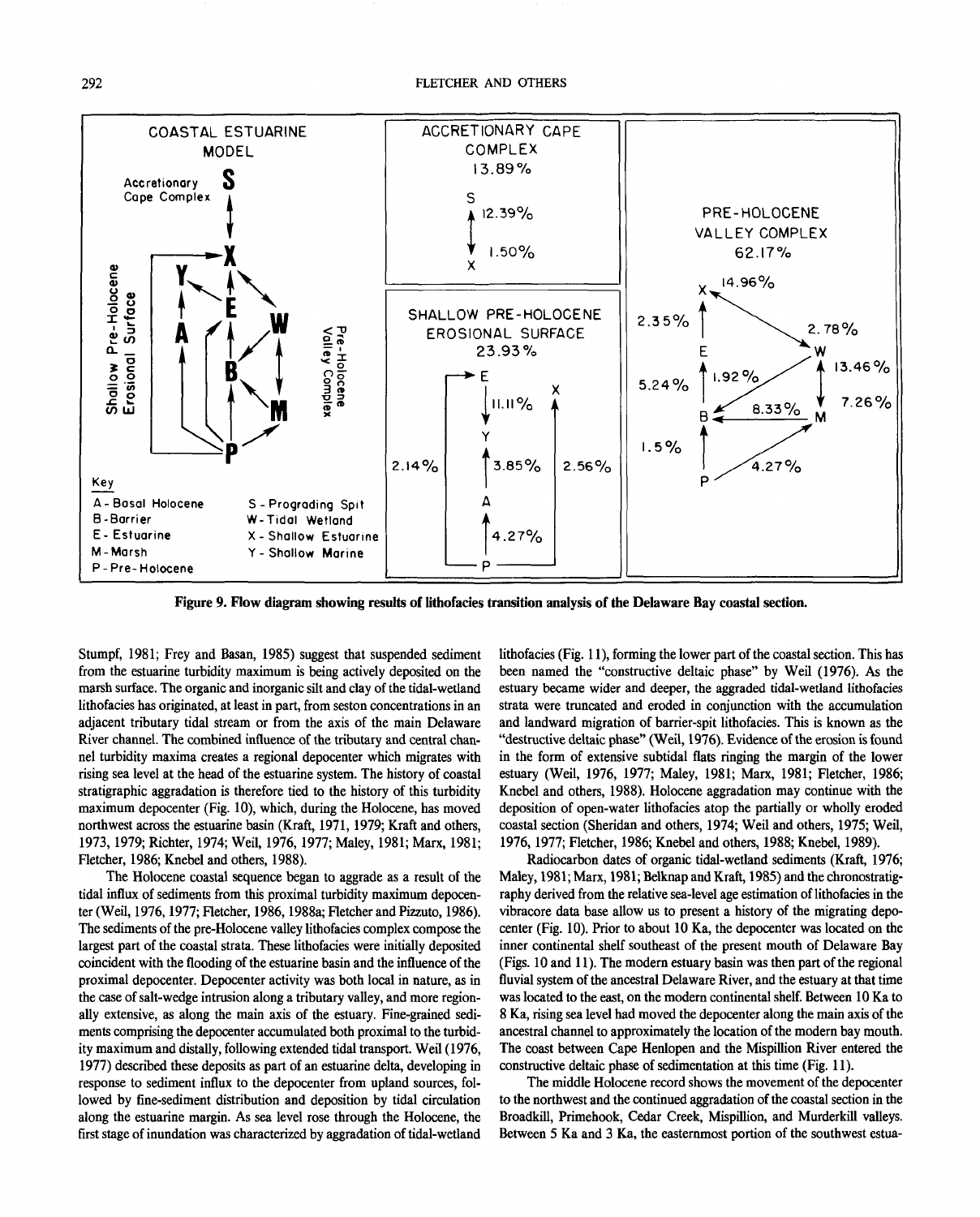Figure 9. Flow diagram showing results of lithofacies transition analysis of the Delaware Bay coastal section.

Stumpf, 1981; Frey and Basan, 1985) suggest that suspended sediment from the estuarine turbidity maximum is being actively deposited on the marsh surface. The organic and inorganic silt and clay of the tidal-wetland lithofacies has originated, at least in part, from seston concentrations in an adjacent tributary tidal stream or from the axis of the main Delaware River channel. The combined influence of the tributary and central channel turbidity maxima creates a regional depocenter which migrates with rising sea level at the head of the estuarine system. The history of coastal stratigraphic aggradation is therefore tied to the history of this turbidity maximum depocenter (Fig. 10), which, during the Holocene, has moved northwest across the estuarine basin (Kraft, 1971, 1979; Kraft and others, 1973, 1979; Richter, 1974; Weil, 1976, 1977; Maley, 1981; Marx, 1981; Fletcher, 1986; Knebel and others, 1988).

The Holocene coastal sequence began to aggrade as a result of the tidal influx of sediments from this proximal turbidity maximum depocenter (Weil, 1976, 1977; Fletcher, 1986, 1988a; Fletcher and Pizzuto, 1986). The sediments of the pre-Holocene valley lithofacies complex compose the largest part of the coastal strata. These lithofacies were initially deposited coincident with the flooding of the estuarine basin and the influence of the proximal depocenter. Depocenter activity was both local in nature, as in the case of salt-wedge intrusion along a tributary valley, and more regionally extensive, as along the main axis of the estuary. Fine-grained sediments comprising the depocenter accumulated both proximal to the turbidity maximum and distally, following extended tidal transport. Weil (1976, 1977) described these deposits as part of an estuarine delta, developing in response to sediment influx to the depocenter from upland sources, followed by fine-sediment distribution and deposition by tidal circulation along the estuarine margin. As sea level rose through the Holocene, the first stage of inundation was characterized by aggradation of tidal-wetland lithofacies (Fig. 11), forming the lower part of the coastal section. This has been named the "constructive deltaic phase" by Weil (1976). As the estuary became wider and deeper, the aggraded tidal-wetland lithofacies strata were truncated and eroded in conjunction with the accumulation and landward migration of barrier-spit lithofacies. This is known as the "destructive deltaic phase" (Weil, 1976). Evidence of the erosion is found in the form of extensive subtidal flats ringing the margin of the lower estuary (Weil, 1976, 1977; Maley, 1981; Marx, 1981; Fletcher, 1986; Knebel and others, 1988). Holocene aggradation may continue with the deposition of open-water lithofacies atop the partially or wholly eroded coastal section (Sheridan and others, 1974; Weil and others, 1975; Weil, 1976, 1977; Fletcher, 1986; Knebel and others, 1988; Knebel, 1989).

Radiocarbon dates of organic tidal-wetland sediments (Kraft, 1976; Maley, 1981; Marx, 1981; Belknap and Kraft, 1985) and the chronostratigraphy derived from the relative sea-level age estimation of lithofacies in the vibracore data base allow us to present a history of the migrating depocenter (Fig. 10). Prior to about 10 Ka, the depocenter was located on the inner continental shelf southeast of the present mouth of Delaware Bay (Figs. 10 and 11). The modern estuary basin was then part of the regional fluvial system of the ancestral Delaware River, and the estuary at that time was located to the east, on the modern continental shelf. Between 10 Ka to 8 Ka, rising sea level had moved the depocenter along the main axis of the ancestral channel to approximately the location of the modern bay mouth. The coast between Cape Henlopen and the Mispillion River entered the constructive deltaic phase of sedimentation at this time (Fig. 11).

The middle Holocene record shows the movement of the depocenter to the northwest and the continued aggradation of the coastal section in the Broadkill, Primehook, Cedar Creek, Mispillion, and Murderkill valleys. Between 5 Ka and 3 Ka, the easternmost portion of the southwest estua-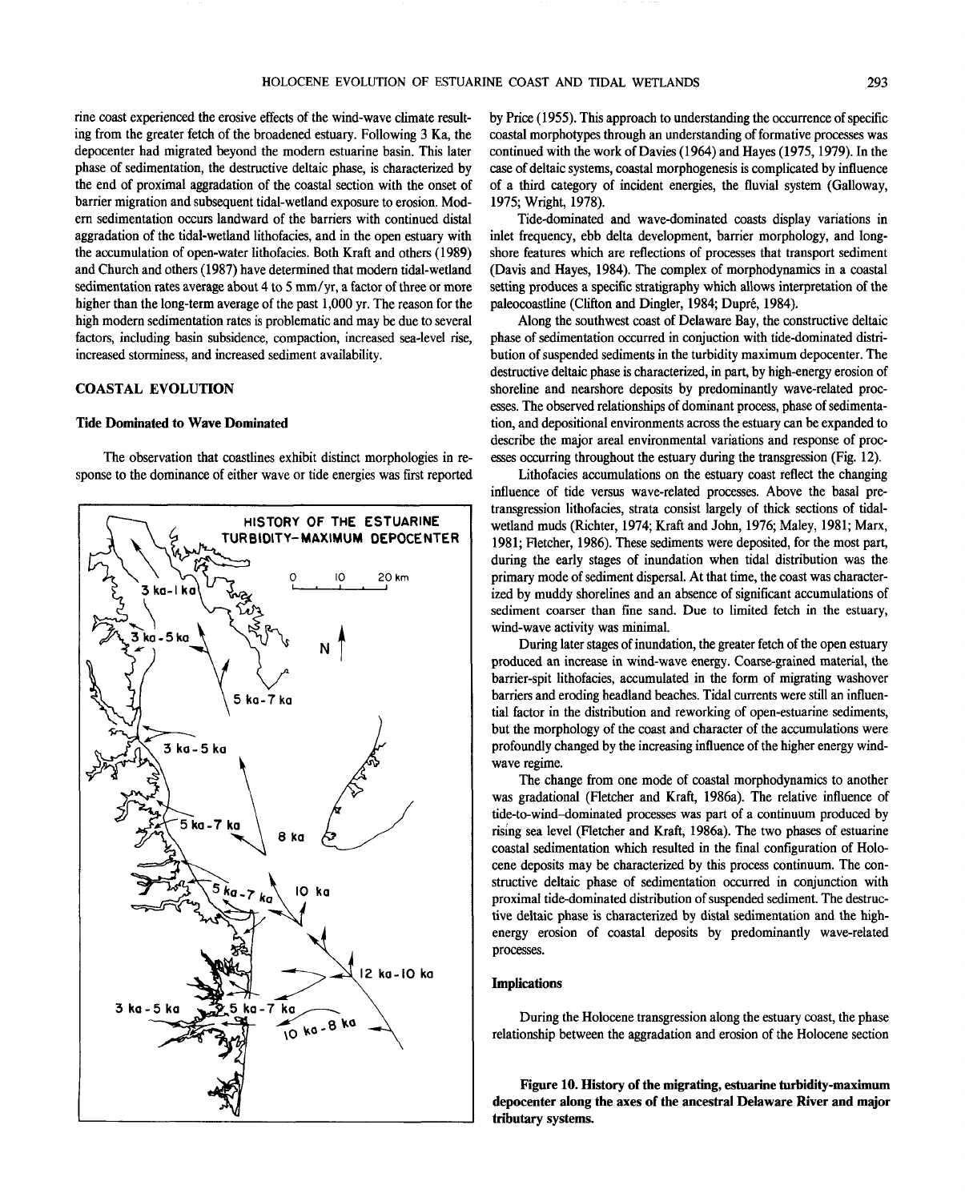rine coast experienced the erosive effects of the wind-wave climate resulting from the greater fetch of the broadened estuary. Following 3 Ka, the depocenter had migrated beyond the modern estuarine basin. This later phase of sedimentation, the destructive deltaic phase, is characterized by the end of proximal aggradation of the coastal section with the onset of barrier migration and subsequent tidal-wetland exposure to erosion. Modern sedimentation occurs landward of the barriers with continued distal aggradation of the tidal-wetland lithofacies, and in the open estuary with the accumulation of open-water lithofacies. Both Kraft and others (1989) and Church and others (1987) have determined that modern tidal-wetland sedimentation rates average about 4 to 5 mm/yr, a factor of three or more higher than the long-term average of the past 1,000 yr. The reason for the high modern sedimentation rates is problematic and may be due to several factors, including basin subsidence, compaction, increased sea-level rise, increased storminess, and increased sediment availability.

## COASTAL EVOLUTION

### Tide Dominated to Wave Dominated

The observation that coastlines exhibit distinct morphologies in response to the dominance of either wave or tide energies was first reported by Price (1955). This approach to understanding the occurrence of specific coastal morphotypes through an understanding of formative processes was continued with the work of Davies (1964) and Hayes (1975, 1979). In the case of deltaic systems, coastal morphogenesis is complicated by influence of a third category of incident energies, the fluvial system (Galloway, 1975; Wright, 1978).

Tide-dominated and wave-dominated coasts display variations in inlet frequency, ebb delta development, barrier morphology, and longshore features which are reflections of processes that transport sediment (Davis and Hayes, 1984). The complex of morphodynamics in a coastal setting produces a specific stratigraphy which allows interpretation of the paleocoastline (Clifton and Dingler, 1984; Dupré, 1984).

Along the southwest coast of Delaware Bay, the constructive deltaic phase of sedimentation occurred in conjuction with tide-dominated distribution of suspended sediments in the turbidity maximum depocenter. The destructive deltaic phase is characterized, in part, by high-energy erosion of shoreline and nearshore deposits by predominantly wave-related processes. The observed relationships of dominant process, phase of sedimentation, and depositional environments across the estuary can be expanded to describe the major areal environmental variations and response of processes occurring throughout the estuary during the transgression (Fig. 12).

Lithofacies accumulations on the estuary coast reflect the changing influence of tide versus wave-related processes. Above the basal pre-transgression lithofacies, strata consist largely of thick sections of tidal-wetland muds (Richter, 1974; Kraft and John, 1976; Maley, 1981; Marx, 1981; Fletcher, 1986). These sediments were deposited, for the most part, during the early stages of inundation when tidal distribution was the primary mode of sediment dispersal. At that time, the coast was characterized by muddy shorelines and an absence of significant accumulations of sediment coarser than fine sand. Due to limited fetch in the estuary, wind-wave activity was minimal.

During later stages of inundation, the greater fetch of the open estuary produced an increase in wind-wave energy. Coarse-grained material, the barrier-spit lithofacies, accumulated in the form of migrating washover barriers and eroding headland beaches. Tidal currents were still an influential factor in the distribution and reworking of open-estuarine sediments, but the morphology of the coast and character of the accumulations were profoundly changed by the increasing influence of the higher energy wind-wave regime.

The change from one mode of coastal morphodynamics to another was gradational (Fletcher and Kraft, 1986a). The relative influence of tide-to-wind–dominated processes was part of a continuum produced by rising sea level (Fletcher and Kraft, 1986a). The two phases of estuarine coastal sedimentation which resulted in the final configuration of Holocene deposits may be characterized by this process continuum. The constructive deltaic phase of sedimentation occurred in conjunction with proximal tide-dominated distribution of suspended sediment. The destructive deltaic phase is characterized by distal sedimentation and the high-energy erosion of coastal deposits by predominantly wave-related processes.

### Implications

During the Holocene transgression along the estuary coast, the phase relationship between the aggradation and erosion of the Holocene section

**Figure 10. History of the migrating, estuarine turbidity-maximum depocenter along the axes of the ancestral Delaware River and major tributary systems.**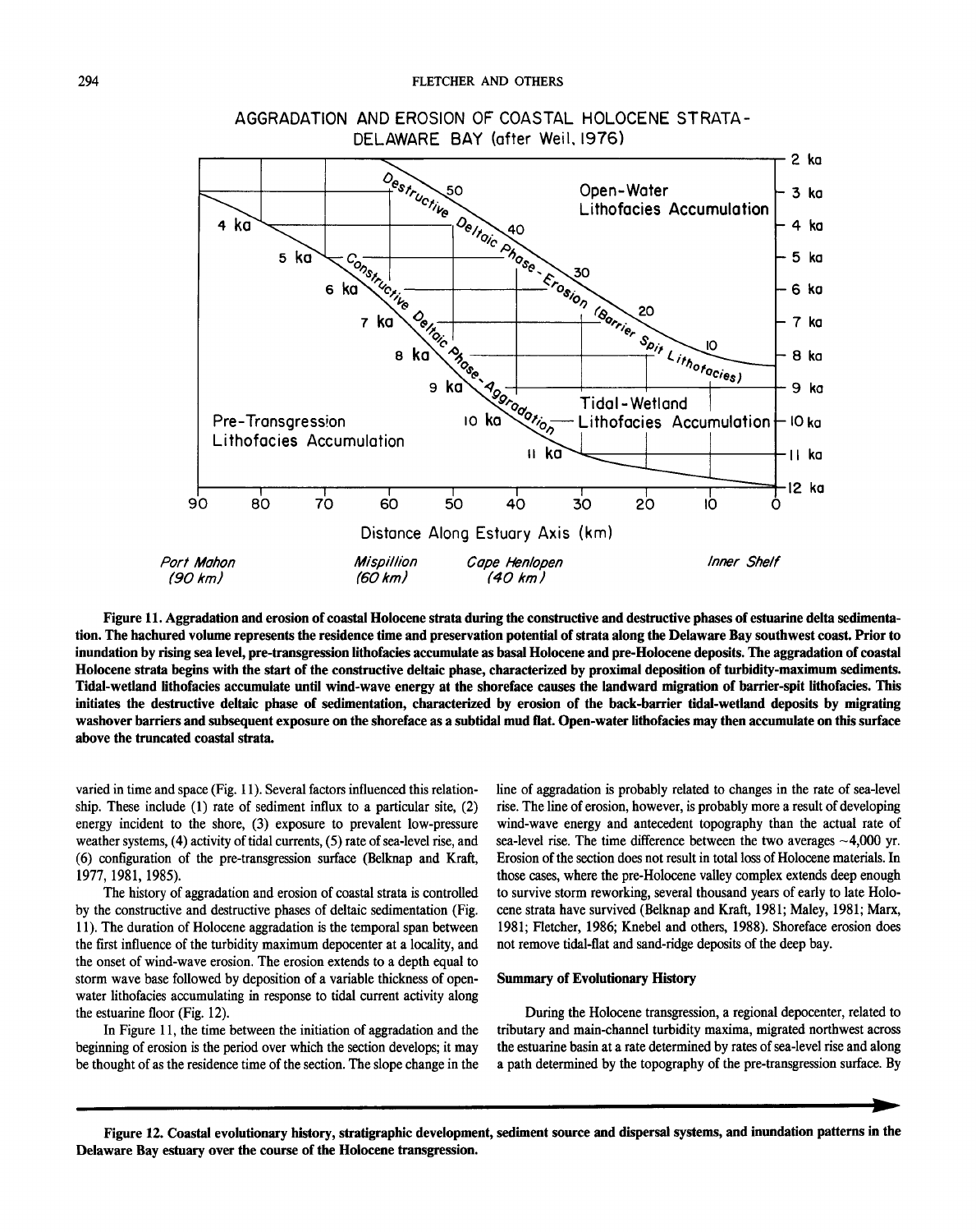Figure 11. Aggradation and erosion of coastal Holocene strata during the constructive and destructive phases of estuarine delta sedimentation. The hachured volume represents the residence time and preservation potential of strata along the Delaware Bay southwest coast. Prior to inundation by rising sea level, pre-transgression lithofacies accumulate as basal Holocene and pre-Holocene deposits. The aggradation of coastal Holocene strata begins with the start of the constructive deltaic phase, characterized by proximal deposition of turbidity-maximum sediments. Tidal-wetland lithofacies accumulate until wind-wave energy at the shoreface causes the landward migration of barrier-spit lithofacies. This initiates the destructive deltaic phase of sedimentation, characterized by erosion of the back-barrier tidal-wetland deposits by migrating washover barriers and subsequent exposure on the shoreface as a subtidal mud flat. Open-water lithofacies may then accumulate on this surface above the truncated coastal strata.

varied in time and space (Fig. 11). Several factors influenced this relationship. These include (1) rate of sediment influx to a particular site, (2) energy incident to the shore, (3) exposure to prevalent low-pressure weather systems, (4) activity of tidal currents, (5) rate of sea-level rise, and (6) configuration of the pre-transgression surface (Belknap and Kraft, 1977, 1981, 1985).

The history of aggradation and erosion of coastal strata is controlled by the constructive and destructive phases of deltaic sedimentation (Fig. 11). The duration of Holocene aggradation is the temporal span between the first influence of the turbidity maximum depocenter at a locality, and the onset of wind-wave erosion. The erosion extends to a depth equal to storm wave base followed by deposition of a variable thickness of open-water lithofacies accumulating in response to tidal current activity along the estuarine floor (Fig. 12).

In Figure 11, the time between the initiation of aggradation and the beginning of erosion is the period over which the section develops; it may be thought of as the residence time of the section. The slope change in the line of aggradation is probably related to changes in the rate of sea-level rise. The line of erosion, however, is probably more a result of developing wind-wave energy and antecedent topography than the actual rate of sea-level rise. The time difference between the two averages ~4,000 yr. Erosion of the section does not result in total loss of Holocene materials. In those cases, where the pre-Holocene valley complex extends deep enough to survive storm reworking, several thousand years of early to late Holocene strata have survived (Belknap and Kraft, 1981; Maley, 1981; Marx, 1981; Fletcher, 1986; Knebel and others, 1988). Shoreface erosion does not remove tidal-flat and sand-ridge deposits of the deep bay.

**Summary of Evolutionary History**

During the Holocene transgression, a regional depocenter, related to tributary and main-channel turbidity maxima, migrated northwest across the estuarine basin at a rate determined by rates of sea-level rise and along a path determined by the topography of the pre-transgression surface. By

Figure 12. Coastal evolutionary history, stratigraphic development, sediment source and dispersal systems, and inundation patterns in the Delaware Bay estuary over the course of the Holocene transgression.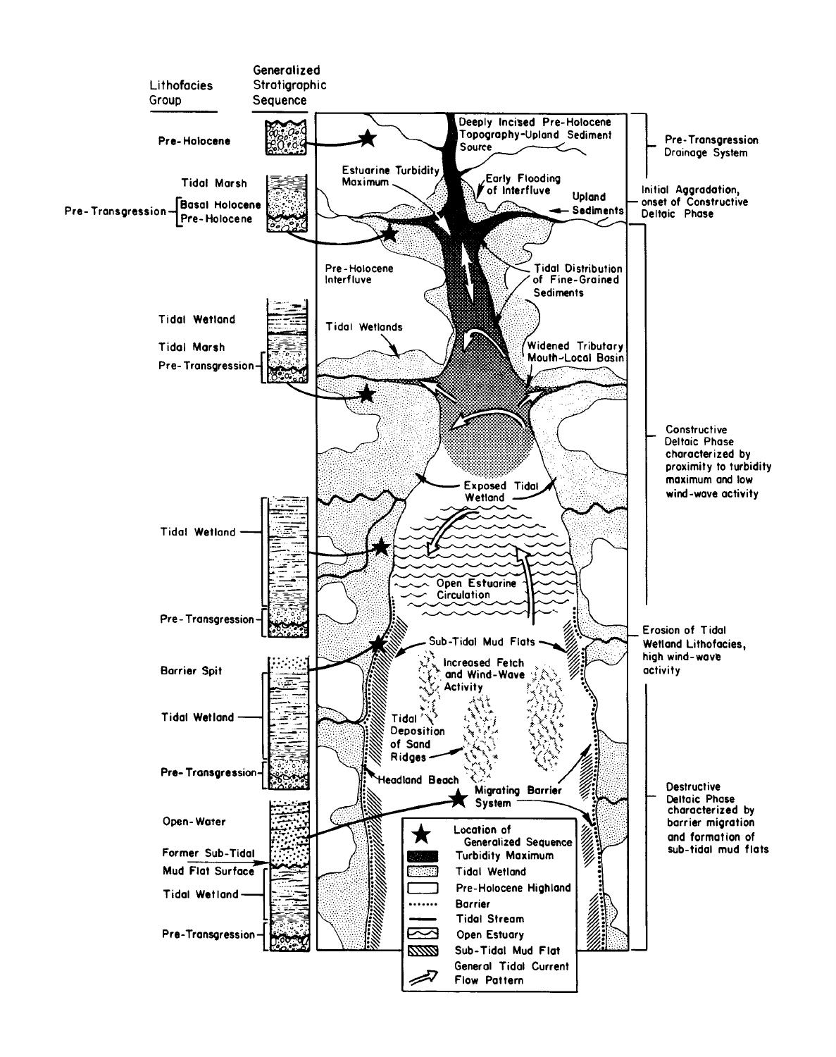| Lithofacies Group | Generalized Stratigraphic Sequence |
| --- | --- |
| Pre-Holocene | |
| Tidal Marsh | |
| Pre-Transgression – Basal Holocene, Pre-Holocene | |
| Tidal Wetland | |
| Tidal Marsh | |
| Pre-Transgression | |
| Tidal Wetland | |
| Pre-Transgression | |
| Barrier Spit | |
| Tidal Wetland | |
| Pre-Transgression | |
| Open-Water | |
| Former Sub-Tidal Mud Flat Surface | |
| Tidal Wetland | |
| Pre-Transgression | |

Deeply Incised Pre-Holocene Topography-Upland Sediment Source

Estuarine Turbidity Maximum

Early Flooding of Interfluve

Upland Sediments

Pre-Holocene Interfluve

Tidal Distribution of Fine-Grained Sediments

Tidal Wetlands

Widened Tributary Mouth-Local Basin

Exposed Tidal Wetland

Open Estuarine Circulation

Sub-Tidal Mud Flats

Increased Fetch and Wind-Wave Activity

Tidal Deposition of Sand Ridges

Headland Beach

Migrating Barrier System

Pre-Transgression Drainage System

Initial Aggradation, onset of Constructive Deltaic Phase

Constructive Deltaic Phase characterized by proximity to turbidity maximum and low wind-wave activity

Erosion of Tidal Wetland Lithofacies, high wind-wave activity

Destructive Deltaic Phase characterized by barrier migration and formation of sub-tidal mud flats

Legend:

- ★ Location of Generalized Sequence
- Turbidity Maximum
- Tidal Wetland
- Pre-Holocene Highland
- Barrier
- Tidal Stream
- Open Estuary
- Sub-Tidal Mud Flat
- General Tidal Current Flow Pattern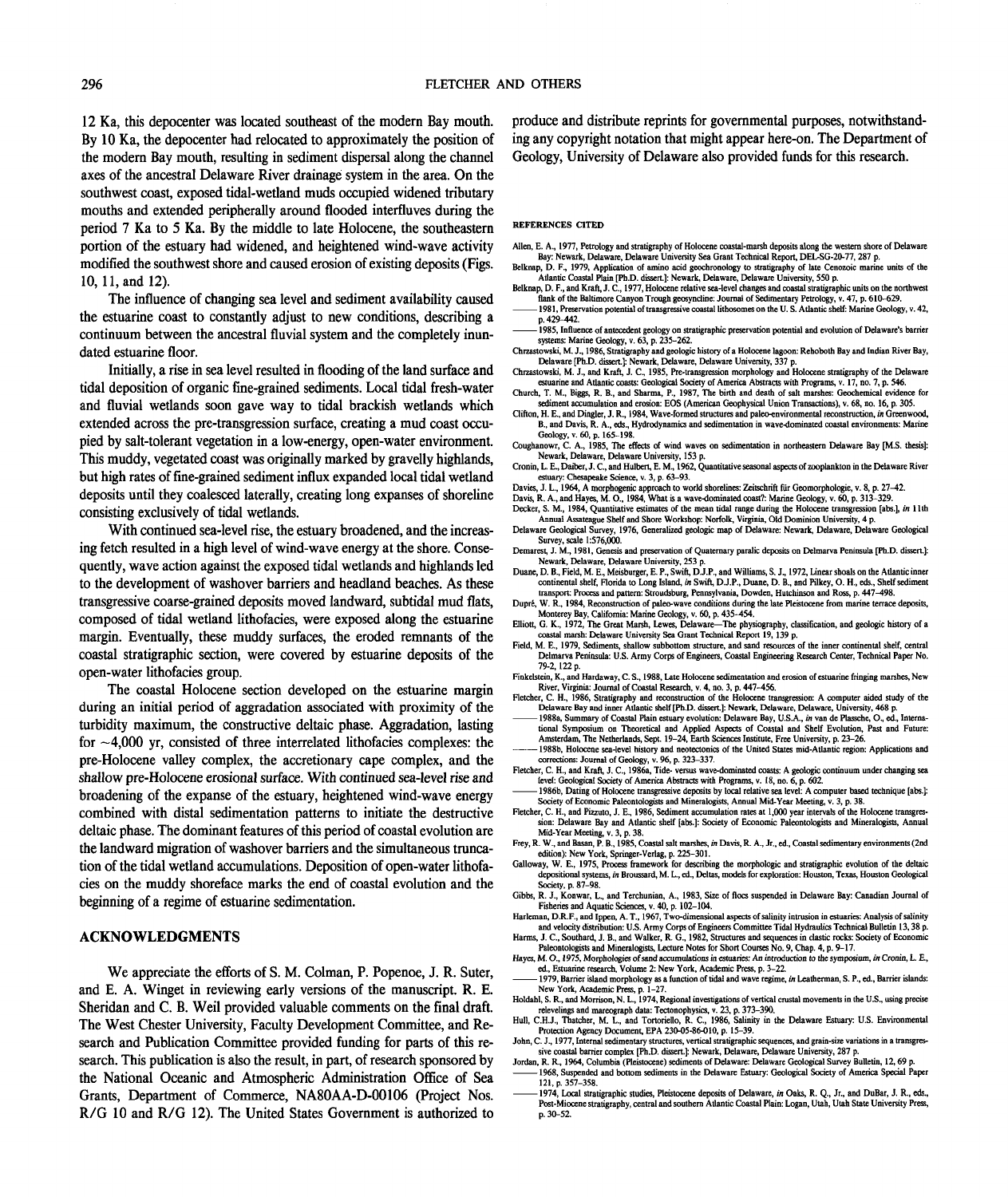12 Ka, this depocenter was located southeast of the modern Bay mouth. By 10 Ka, the depocenter had relocated to approximately the position of the modern Bay mouth, resulting in sediment dispersal along the channel axes of the ancestral Delaware River drainage system in the area. On the southwest coast, exposed tidal-wetland muds occupied widened tributary mouths and extended peripherally around flooded interfluves during the period 7 Ka to 5 Ka. By the middle to late Holocene, the southeastern portion of the estuary had widened, and heightened wind-wave activity modified the southwest shore and caused erosion of existing deposits (Figs. 10, 11, and 12).

The influence of changing sea level and sediment availability caused the estuarine coast to constantly adjust to new conditions, describing a continuum between the ancestral fluvial system and the completely inundated estuarine floor.

Initially, a rise in sea level resulted in flooding of the land surface and tidal deposition of organic fine-grained sediments. Local tidal fresh-water and fluvial wetlands soon gave way to tidal brackish wetlands which extended across the pre-transgression surface, creating a mud coast occupied by salt-tolerant vegetation in a low-energy, open-water environment. This muddy, vegetated coast was originally marked by gravelly highlands, but high rates of fine-grained sediment influx expanded local tidal wetland deposits until they coalesced laterally, creating long expanses of shoreline consisting exclusively of tidal wetlands.

With continued sea-level rise, the estuary broadened, and the increasing fetch resulted in a high level of wind-wave energy at the shore. Consequently, wave action against the exposed tidal wetlands and highlands led to the development of washover barriers and headland beaches. As these transgressive coarse-grained deposits moved landward, subtidal mud flats, composed of tidal wetland lithofacies, were exposed along the estuarine margin. Eventually, these muddy surfaces, the eroded remnants of the coastal stratigraphic section, were covered by estuarine deposits of the open-water lithofacies group.

The coastal Holocene section developed on the estuarine margin during an initial period of aggradation associated with proximity of the turbidity maximum, the constructive deltaic phase. Aggradation, lasting for ~4,000 yr, consisted of three interrelated lithofacies complexes: the pre-Holocene valley complex, the accretionary cape complex, and the shallow pre-Holocene erosional surface. With continued sea-level rise and broadening of the expanse of the estuary, heightened wind-wave energy combined with distal sedimentation patterns to initiate the destructive deltaic phase. The dominant features of this period of coastal evolution are the landward migration of washover barriers and the simultaneous truncation of the tidal wetland accumulations. Deposition of open-water lithofacies on the muddy shoreface marks the end of coastal evolution and the beginning of a regime of estuarine sedimentation.

## ACKNOWLEDGMENTS

We appreciate the efforts of S. M. Colman, P. Popenoe, J. R. Suter, and E. A. Winget in reviewing early versions of the manuscript. R. E. Sheridan and C. B. Weil provided valuable comments on the final draft. The West Chester University, Faculty Development Committee, and Research and Publication Committee provided funding for parts of this research. This publication is also the result, in part, of research sponsored by the National Oceanic and Atmospheric Administration Office of Sea Grants, Department of Commerce, NA80AA-D-00106 (Project Nos. R/G 10 and R/G 12). The United States Government is authorized to produce and distribute reprints for governmental purposes, notwithstanding any copyright notation that might appear here-on. The Department of Geology, University of Delaware also provided funds for this research.

## REFERENCES CITED

Allen, E. A., 1977, Petrology and stratigraphy of Holocene coastal-marsh deposits along the western shore of Delaware Bay: Newark, Delaware, Delaware University Sea Grant Technical Report, DEL-SG-20-77, 287 p.

Belknap, D. F., 1979, Application of amino acid geochronology to stratigraphy of late Cenozoic marine units of the Atlantic Coastal Plain [Ph.D. dissert.]: Newark, Delaware, Delaware University, 550 p.

Belknap, D. F., and Kraft, J. C., 1977, Holocene relative sea-level changes and coastal stratigraphic units on the northwest flank of the Baltimore Canyon Trough geosyncline: Journal of Sedimentary Petrology, v. 47, p. 610–629.

——— 1981, Preservation potential of transgressive coastal lithosomes on the U. S. Atlantic shelf: Marine Geology, v. 42, p. 429–442.

——— 1985, Influence of antecedent geology on stratigraphic preservation potential and evolution of Delaware's barrier systems: Marine Geology, v. 63, p. 235–262.

Chrzastowski, M. J., 1986, Stratigraphy and geologic history of a Holocene lagoon: Rehoboth Bay and Indian River Bay, Delaware [Ph.D. dissert.]: Newark, Delaware, Delaware University, 337 p.

Chrzastowski, M. J., and Kraft, J. C., 1985, Pre-transgression morphology and Holocene stratigraphy of the Delaware estuarine and Atlantic coasts: Geological Society of America Abstracts with Programs, v. 17, no. 7, p. 546.

Church, T. M., Biggs, R. B., and Sharma, P., 1987, The birth and death of salt marshes: Geochemical evidence for sediment accumulation and erosion: EOS (American Geophysical Union Transactions), v. 68, no. 16, p. 305.

Clifton, H. E., and Dingler, J. R., 1984, Wave-formed structures and paleo-environmental reconstruction, *in* Greenwood, B., and Davis, R. A., eds., Hydrodynamics and sedimentation in wave-dominated coastal environments: Marine Geology, v. 60, p. 165–198.

Coughanowr, C. A., 1985, The effects of wind waves on sedimentation in northeastern Delaware Bay [M.S. thesis]: Newark, Delaware, Delaware University, 153 p.

Cronin, L. E., Daiber, J. C., and Hulbert, E. M., 1962, Quantitative seasonal aspects of zooplankton in the Delaware River estuary: Chesapeake Science, v. 3, p. 63–93.

Davies, J. L., 1964, A morphogenic approach to world shorelines: Zeitschrift für Geomorphologie, v. 8, p. 27–42.

Davis, R. A., and Hayes, M. O., 1984, What is a wave-dominated coast?: Marine Geology, v. 60, p. 313–329.

Decker, S. M., 1984, Quantitative estimates of the mean tidal range during the Holocene transgression [abs.], *in* 11th Annual Assateague Shelf and Shore Workshop: Norfolk, Virginia, Old Dominion University, 4 p.

Delaware Geological Survey, 1976, Generalized geologic map of Delaware: Newark, Delaware, Delaware Geological Survey, scale 1:576,000.

Demarest, J. M., 1981, Genesis and preservation of Quaternary paralic deposits on Delmarva Peninsula [Ph.D. dissert.]: Newark, Delaware, Delaware University, 253 p.

Duane, D. B., Field, M. E., Meisburger, E. P., Swift, D.J.P., and Williams, S. J., 1972, Linear shoals on the Atlantic inner continental shelf, Florida to Long Island, *in* Swift, D.J.P., Duane, D. B., and Pilkey, O. H., eds., Shelf sediment transport: Process and pattern: Stroudsburg, Pennsylvania, Dowden, Hutchinson and Ross, p. 447–498.

Dupré, W. R., 1984, Reconstruction of paleo-wave conditions during the late Pleistocene from marine terrace deposits, Monterey Bay, California: Marine Geology, v. 60, p. 435–454.

Elliott, G. K., 1972, The Great Marsh, Lewes, Delaware—The physiography, classification, and geologic history of a coastal marsh: Delaware University Sea Grant Technical Report 19, 139 p.

Field, M. E., 1979, Sediments, shallow subbottom structure, and sand resources of the inner continental shelf, central Delmarva Peninsula: U.S. Army Corps of Engineers, Coastal Engineering Research Center, Technical Paper No. 79-2, 122 p.

Finkelstein, K., and Hardaway, C. S., 1988, Late Holocene sedimentation and erosion of estuarine fringing marshes, New River, Virginia: Journal of Coastal Research, v. 4, no. 3, p. 447–456.

Fletcher, C. H., 1986, Stratigraphy and reconstruction of the Holocene transgression: A computer aided study of the Delaware Bay and inner Atlantic shelf [Ph.D. dissert.]: Newark, Delaware, Delaware, University, 468 p.

——— 1988a, Summary of Coastal Plain estuary evolution: Delaware Bay, U.S.A., *in* van de Plassche, O., ed., International Symposium on Theoretical and Applied Aspects of Coastal and Shelf Evolution, Past and Future: Amsterdam, The Netherlands, Sept. 19–24, Earth Sciences Institute, Free University, p. 23–26.

——— 1988b, Holocene sea-level history and neotectonics of the United States mid-Atlantic region: Applications and corrections: Journal of Geology, v. 96, p. 323–337.

Fletcher, C. H., and Kraft, J. C., 1986a, Tide- versus wave-dominated coasts: A geologic continuum under changing sea level: Geological Society of America Abstracts with Programs, v. 18, no. 6, p. 602.

——— 1986b, Dating of Holocene transgressive deposits by local relative sea level: A computer based technique [abs.]: Society of Economic Paleontologists and Mineralogists, Annual Mid-Year Meeting, v. 3, p. 38.

Fletcher, C. H., and Pizzuto, J. E., 1986, Sediment accumulation rates at 1,000 year intervals of the Holocene transgression: Delaware Bay and Atlantic shelf [abs.]: Society of Economic Paleontologists and Mineralogists, Annual Mid-Year Meeting, v. 3, p. 38.

Frey, R. W., and Basan, P. B., 1985, Coastal salt marshes, *in* Davis, R. A., Jr., ed., Coastal sedimentary environments (2nd edition): New York, Springer-Verlag, p. 225–301.

Galloway, W. E., 1975, Process framework for describing the morphologic and stratigraphic evolution of the deltaic depositional systems, *in* Broussard, M. L., ed., Deltas, models for exploration: Houston, Texas, Houston Geological Society, p. 87–98.

Gibbs, R. J., Konwar, L., and Terchunian, A., 1983, Size of flocs suspended in Delaware Bay: Canadian Journal of Fisheries and Aquatic Sciences, v. 40, p. 102–104.

Harleman, D.R.F., and Ippen, A. T., 1967, Two-dimensional aspects of salinity intrusion in estuaries: Analysis of salinity and velocity distribution: U.S. Army Corps of Engineers Committee Tidal Hydraulics Technical Bulletin 13, 38 p.

Harms, J. C., Southard, J. B., and Walker, R. G., 1982, Structures and sequences in clastic rocks: Society of Economic Paleontologists and Mineralogists, Lecture Notes for Short Courses No. 9, Chap. 4, p. 9–17.

Hayes, M. O., 1975, Morphologies of sand accumulations in estuaries: An introduction to the symposium, *in* Cronin, L. E., ed., Estuarine research, Volume 2: New York, Academic Press, p. 3–22.

——— 1979, Barrier island morphology as a function of tidal and wave regime, *in* Leatherman, S. P., ed., Barrier islands: New York, Academic Press, p. 1–27.

Holdahl, S. R., and Morrison, N. L., 1974, Regional investigations of vertical crustal movements in the U.S., using precise relevelings and mareograph data: Tectonophysics, v. 23, p. 373–390.

Hull, C.H.J., Thatcher, M. L., and Tortoriello, R. C., 1986, Salinity in the Delaware Estuary: U.S. Environmental Protection Agency Document, EPA 230-05-86-010, p. 15–39.

John, C. J., 1977, Internal sedimentary structures, vertical stratigraphic sequences, and grain-size variations in a transgressive coastal barrier complex [Ph.D. dissert.]: Newark, Delaware, Delaware University, 287 p.

Jordan, R. R., 1964, Columbia (Pleistocene) sediments of Delaware: Delaware Geological Survey Bulletin, 12, 69 p.

——— 1968, Suspended and bottom sediments in the Delaware Estuary: Geological Society of America Special Paper 121, p. 357–358.

——— 1974, Local stratigraphic studies, Pleistocene deposits of Delaware, *in* Oaks, R. Q., Jr., and DuBar, J. R., eds., Post-Miocene stratigraphy, central and southern Atlantic Coastal Plain: Logan, Utah, Utah State University Press, p. 30–52.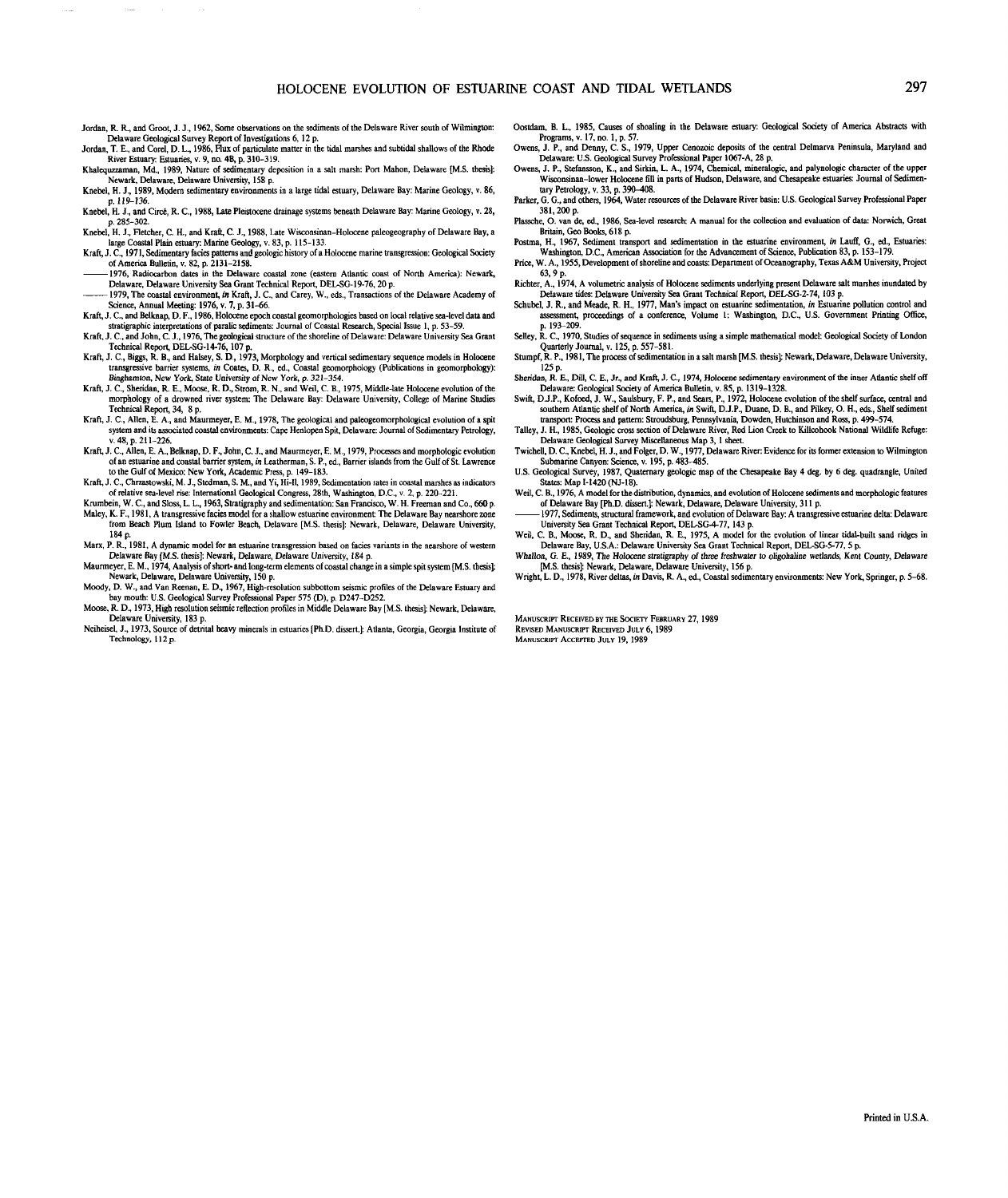Jordan, R. R., and Groot, J. J., 1962, Some observations on the sediments of the Delaware River south of Wilmington: Delaware Geological Survey Report of Investigations 6, 12 p.

Jordan, T. E., and Corel, D. L., 1986, Flux of particulate matter in the tidal marshes and subtidal shallows of the Rhode River Estuary: Estuaries, v. 9, no. 4B, p. 310–319.

Khalequzzaman, Md., 1989, Nature of sedimentary deposition in a salt marsh: Port Mahon, Delaware [M.S. thesis]: Newark, Delaware, Delaware University, 158 p.

Knebel, H. J., 1989, Modern sedimentary environments in a large tidal estuary, Delaware Bay: Marine Geology, v. 86, p. 119–136.

Knebel, H. J., and Circé, R. C., 1988, Late Pleistocene drainage systems beneath Delaware Bay: Marine Geology, v. 28, p. 285–302.

Knebel, H. J., Fletcher, C. H., and Kraft, C. J., 1988, Late Wisconsinan–Holocene paleogeography of Delaware Bay, a large Coastal Plain estuary: Marine Geology, v. 83, p. 115–133.

Kraft, J. C., 1971, Sedimentary facies patterns and geologic history of a Holocene marine transgression: Geological Society of America Bulletin, v. 82, p. 2131–2158.

——— 1976, Radiocarbon dates in the Delaware coastal zone (eastern Atlantic coast of North America): Newark, Delaware, Delaware University Sea Grant Technical Report, DEL-SG-19-76, 20 p.

——— 1979, The coastal environment, *in* Kraft, J. C., and Carey, W., eds., Transactions of the Delaware Academy of Science, Annual Meeting: 1976, v. 7, p. 31–66.

Kraft, J. C., and Belknap, D. F., 1986, Holocene epoch coastal geomorphologies based on local relative sea-level data and stratigraphic interpretations of paralic sediments: Journal of Coastal Research, Special Issue 1, p. 53–59.

Kraft, J. C., and John, C. J., 1976, The geological structure of the shoreline of Delaware: Delaware University Sea Grant Technical Report, DEL-SG-14-76, 107 p.

Kraft, J. C., Biggs, R. B., and Halsey, S. D., 1973, Morphology and vertical sedimentary sequence models in Holocene transgressive barrier systems, *in* Coates, D. R., ed., Coastal geomorphology (Publications in geomorphology): Binghamton, New York, State University of New York, p. 321–354.

Kraft, J. C., Sheridan, R. E., Moose, R. D., Strom, R. N., and Weil, C. B., 1975, Middle-late Holocene evolution of the morphology of a drowned river system: The Delaware Bay: Delaware University, College of Marine Studies Technical Report, 34, 8 p.

Kraft, J. C., Allen, E. A., and Maurmeyer, E. M., 1978, The geological and paleogeomorphological evolution of a spit system and its associated coastal environments: Cape Henlopen Spit, Delaware: Journal of Sedimentary Petrology, v. 48, p. 211–226.

Kraft, J. C., Allen, E. A., Belknap, D. F., John, C. J., and Maurmeyer, E. M., 1979, Processes and morphologic evolution of an estuarine and coastal barrier system, *in* Leatherman, S. P., ed., Barrier islands from the Gulf of St. Lawrence to the Gulf of Mexico: New York, Academic Press, p. 149–183.

Kraft, J. C., Chrzastowski, M. J., Stedman, S. M., and Yi, Hi-Il, 1989, Sedimentation rates in coastal marshes as indicators of relative sea-level rise: International Geological Congress, 28th, Washington, D.C., v. 2, p. 220–221.

Krumbein, W. C., and Sloss, L. L., 1963, Stratigraphy and sedimentation: San Francisco, W. H. Freeman and Co., 660 p.

Maley, K. F., 1981, A transgressive facies model for a shallow estuarine environment: The Delaware Bay nearshore zone from Beach Plum Island to Fowler Beach, Delaware [M.S. thesis]: Newark, Delaware, Delaware University, 184 p.

Marx, P. R., 1981, A dynamic model for an estuarine transgression based on facies variants in the nearshore of western Delaware Bay [M.S. thesis]: Newark, Delaware, Delaware University, 184 p.

Maurmeyer, E. M., 1974, Analysis of short- and long-term elements of coastal change in a simple spit system [M.S. thesis]: Newark, Delaware, Delaware University, 150 p.

Moody, D. W., and Van Reenan, E. D., 1967, High-resolution subbottom seismic profiles of the Delaware Estuary and bay mouth: U.S. Geological Survey Professional Paper 575 (D), p. D247–D252.

Moose, R. D., 1973, High resolution seismic reflection profiles in Middle Delaware Bay [M.S. thesis]: Newark, Delaware, Delaware University, 183 p.

Neiheisel, J., 1973, Source of detrital heavy minerals in estuaries [Ph.D. dissert.]: Atlanta, Georgia, Georgia Institute of Technology, 112 p.

Oostdam, B. L., 1985, Causes of shoaling in the Delaware estuary: Geological Society of America Abstracts with Programs, v. 17, no. 1, p. 57.

Owens, J. P., and Denny, C. S., 1979, Upper Cenozoic deposits of the central Delmarva Peninsula, Maryland and Delaware: U.S. Geological Survey Professional Paper 1067-A, 28 p.

Owens, J. P., Stefansson, K., and Sirkin, L. A., 1974, Chemical, mineralogic, and palynologic character of the upper Wisconsinan–lower Holocene fill in parts of Hudson, Delaware, and Chesapeake estuaries: Journal of Sedimentary Petrology, v. 33, p. 390–408.

Parker, G. G., and others, 1964, Water resources of the Delaware River basin: U.S. Geological Survey Professional Paper 381, 200 p.

Plassche, O. van de, ed., 1986, Sea-level research: A manual for the collection and evaluation of data: Norwich, Great Britain, Geo Books, 618 p.

Postma, H., 1967, Sediment transport and sedimentation in the estuarine environment, *in* Lauff, G., ed., Estuaries: Washington, D.C., American Association for the Advancement of Science, Publication 83, p. 153–179.

Price, W. A., 1955, Development of shoreline and coasts: Department of Oceanography, Texas A&M University, Project 63, 9 p.

Richter, A., 1974, A volumetric analysis of Holocene sediments underlying present Delaware salt marshes inundated by Delaware tides: Delaware University Sea Grant Technical Report, DEL-SG-2-74, 103 p.

Schubel, J. R., and Meade, R. H., 1977, Man's impact on estuarine sedimentation, *in* Estuarine pollution control and assessment, proceedings of a conference, Volume 1: Washington, D.C., U.S. Government Printing Office, p. 193–209.

Selley, R. C., 1970, Studies of sequence in sediments using a simple mathematical model: Geological Society of London Quarterly Journal, v. 125, p. 557–581.

Stumpf, R. P., 1981, The process of sedimentation in a salt marsh [M.S. thesis]: Newark, Delaware, Delaware University, 125 p.

Sheridan, R. E., Dill, C. E., Jr., and Kraft, J. C., 1974, Holocene sedimentary environment of the inner Atlantic shelf off Delaware: Geological Society of America Bulletin, v. 85, p. 1319–1328.

Swift, D.J.P., Kofoed, J. W., Saulsbury, F. P., and Sears, P., 1972, Holocene evolution of the shelf surface, central and southern Atlantic shelf of North America, *in* Swift, D.J.P., Duane, D. B., and Pilkey, O. H., eds., Shelf sediment transport: Process and pattern: Stroudsburg, Pennsylvania, Dowden, Hutchinson and Ross, p. 499–574.

Talley, J. H., 1985, Geologic cross section of Delaware River, Red Lion Creek to Killcohook National Wildlife Refuge: Delaware Geological Survey Miscellaneous Map 3, 1 sheet.

Twichell, D. C., Knebel, H. J., and Folger, D. W., 1977, Delaware River: Evidence for its former extension to Wilmington Submarine Canyon: Science, v. 195, p. 483–485.

U.S. Geological Survey, 1987, Quaternary geologic map of the Chesapeake Bay 4 deg. by 6 deg. quadrangle, United States: Map I-1420 (NJ-18).

Weil, C. B., 1976, A model for the distribution, dynamics, and evolution of Holocene sediments and morphologic features of Delaware Bay [Ph.D. dissert.]: Newark, Delaware, Delaware University, 311 p.

——— 1977, Sediments, structural framework, and evolution of Delaware Bay: A transgressive estuarine delta: Delaware University Sea Grant Technical Report, DEL-SG-4-77, 143 p.

Weil, C. B., Moose, R. D., and Sheridan, R. E., 1975, A model for the evolution of linear tidal-built sand ridges in Delaware Bay, U.S.A.: Delaware University Sea Grant Technical Report, DEL-SG-5-77, 5 p.

Whallon, G. E., 1989, The Holocene stratigraphy of three freshwater to oligohaline wetlands, Kent County, Delaware [M.S. thesis]: Newark, Delaware, Delaware University, 156 p.

Wright, L. D., 1978, River deltas, *in* Davis, R. A., ed., Coastal sedimentary environments: New York, Springer, p. 5–68.

Manuscript Received by the Society February 27, 1989
Revised Manuscript Received July 6, 1989
Manuscript Accepted July 19, 1989

Printed in U.S.A.